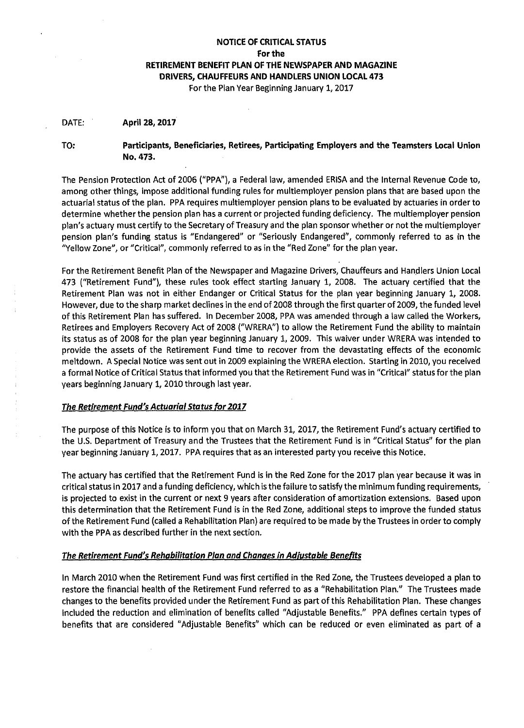**NOTICE OF CRITICAL STATUS**
**For the**
**RETIREMENT BENEFIT PLAN OF THE NEWSPAPER AND MAGAZINE DRIVERS, CHAUFFEURS AND HANDLERS UNION LOCAL 473**
For the Plan Year Beginning January 1, 2017

DATE: **April 28, 2017**

TO: **Participants, Beneficiaries, Retirees, Participating Employers and the Teamsters Local Union No. 473.**

The Pension Protection Act of 2006 ("PPA"), a Federal law, amended ERISA and the Internal Revenue Code to, among other things, impose additional funding rules for multiemployer pension plans that are based upon the actuarial status of the plan. PPA requires multiemployer pension plans to be evaluated by actuaries in order to determine whether the pension plan has a current or projected funding deficiency. The multiemployer pension plan's actuary must certify to the Secretary of Treasury and the plan sponsor whether or not the multiemployer pension plan's funding status is "Endangered" or "Seriously Endangered", commonly referred to as in the "Yellow Zone", or "Critical", commonly referred to as in the "Red Zone" for the plan year.

For the Retirement Benefit Plan of the Newspaper and Magazine Drivers, Chauffeurs and Handlers Union Local 473 ("Retirement Fund"), these rules took effect starting January 1, 2008. The actuary certified that the Retirement Plan was not in either Endanger or Critical Status for the plan year beginning January 1, 2008. However, due to the sharp market declines in the end of 2008 through the first quarter of 2009, the funded level of this Retirement Plan has suffered. In December 2008, PPA was amended through a law called the Workers, Retirees and Employers Recovery Act of 2008 ("WRERA") to allow the Retirement Fund the ability to maintain its status as of 2008 for the plan year beginning January 1, 2009. This waiver under WRERA was intended to provide the assets of the Retirement Fund time to recover from the devastating effects of the economic meltdown. A Special Notice was sent out in 2009 explaining the WRERA election. Starting in 2010, you received a formal Notice of Critical Status that informed you that the Retirement Fund was in "Critical" status for the plan years beginning January 1, 2010 through last year.

***The Retirement Fund's Actuarial Status for 2017***

The purpose of this Notice is to inform you that on March 31, 2017, the Retirement Fund's actuary certified to the U.S. Department of Treasury and the Trustees that the Retirement Fund is in "Critical Status" for the plan year beginning January 1, 2017. PPA requires that as an interested party you receive this Notice.

The actuary has certified that the Retirement Fund is in the Red Zone for the 2017 plan year because it was in critical status in 2017 and a funding deficiency, which is the failure to satisfy the minimum funding requirements, is projected to exist in the current or next 9 years after consideration of amortization extensions. Based upon this determination that the Retirement Fund is in the Red Zone, additional steps to improve the funded status of the Retirement Fund (called a Rehabilitation Plan) are required to be made by the Trustees in order to comply with the PPA as described further in the next section.

***The Retirement Fund's Rehabilitation Plan and Changes in Adjustable Benefits***

In March 2010 when the Retirement Fund was first certified in the Red Zone, the Trustees developed a plan to restore the financial health of the Retirement Fund referred to as a "Rehabilitation Plan." The Trustees made changes to the benefits provided under the Retirement Fund as part of this Rehabilitation Plan. These changes included the reduction and elimination of benefits called "Adjustable Benefits." PPA defines certain types of benefits that are considered "Adjustable Benefits" which can be reduced or even eliminated as part of a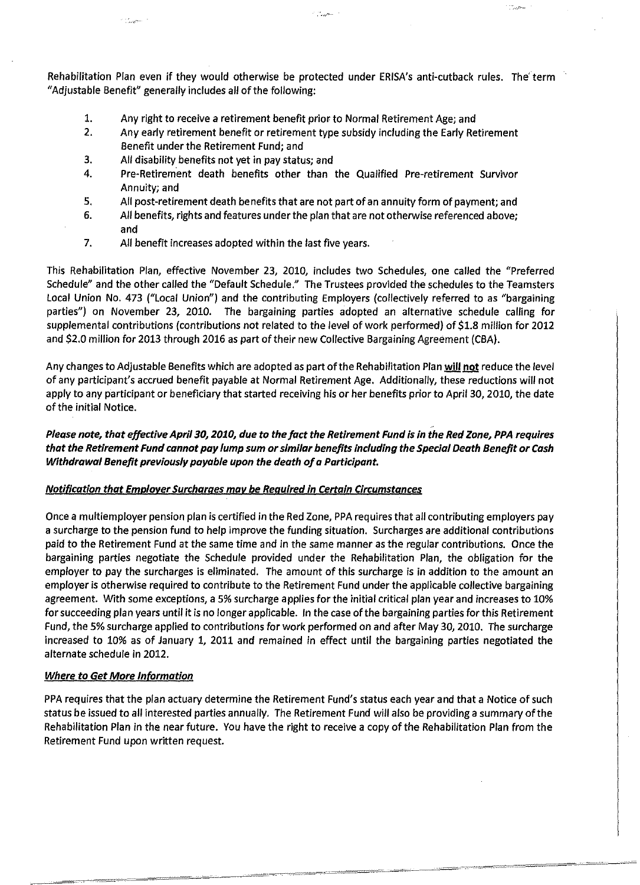Rehabilitation Plan even if they would otherwise be protected under ERISA's anti-cutback rules. The term "Adjustable Benefit" generally includes all of the following:

1. Any right to receive a retirement benefit prior to Normal Retirement Age; and
2. Any early retirement benefit or retirement type subsidy including the Early Retirement Benefit under the Retirement Fund; and
3. All disability benefits not yet in pay status; and
4. Pre-Retirement death benefits other than the Qualified Pre-retirement Survivor Annuity; and
5. All post-retirement death benefits that are not part of an annuity form of payment; and
6. All benefits, rights and features under the plan that are not otherwise referenced above; and
7. All benefit increases adopted within the last five years.

This Rehabilitation Plan, effective November 23, 2010, includes two Schedules, one called the "Preferred Schedule" and the other called the "Default Schedule." The Trustees provided the schedules to the Teamsters Local Union No. 473 ("Local Union") and the contributing Employers (collectively referred to as "bargaining parties") on November 23, 2010. The bargaining parties adopted an alternative schedule calling for supplemental contributions (contributions not related to the level of work performed) of $1.8 million for 2012 and $2.0 million for 2013 through 2016 as part of their new Collective Bargaining Agreement (CBA).

Any changes to Adjustable Benefits which are adopted as part of the Rehabilitation Plan **will not** reduce the level of any participant's accrued benefit payable at Normal Retirement Age. Additionally, these reductions will not apply to any participant or beneficiary that started receiving his or her benefits prior to April 30, 2010, the date of the initial Notice.

***Please note, that effective April 30, 2010, due to the fact the Retirement Fund is in the Red Zone, PPA requires that the Retirement Fund cannot pay lump sum or similar benefits including the Special Death Benefit or Cash Withdrawal Benefit previously payable upon the death of a Participant.***

### *Notification that Employer Surcharges may be Required in Certain Circumstances*

Once a multiemployer pension plan is certified in the Red Zone, PPA requires that all contributing employers pay a surcharge to the pension fund to help improve the funding situation. Surcharges are additional contributions paid to the Retirement Fund at the same time and in the same manner as the regular contributions. Once the bargaining parties negotiate the Schedule provided under the Rehabilitation Plan, the obligation for the employer to pay the surcharges is eliminated. The amount of this surcharge is in addition to the amount an employer is otherwise required to contribute to the Retirement Fund under the applicable collective bargaining agreement. With some exceptions, a 5% surcharge applies for the initial critical plan year and increases to 10% for succeeding plan years until it is no longer applicable. In the case of the bargaining parties for this Retirement Fund, the 5% surcharge applied to contributions for work performed on and after May 30, 2010. The surcharge increased to 10% as of January 1, 2011 and remained in effect until the bargaining parties negotiated the alternate schedule in 2012.

### *Where to Get More Information*

PPA requires that the plan actuary determine the Retirement Fund's status each year and that a Notice of such status be issued to all interested parties annually. The Retirement Fund will also be providing a summary of the Rehabilitation Plan in the near future. You have the right to receive a copy of the Rehabilitation Plan from the Retirement Fund upon written request.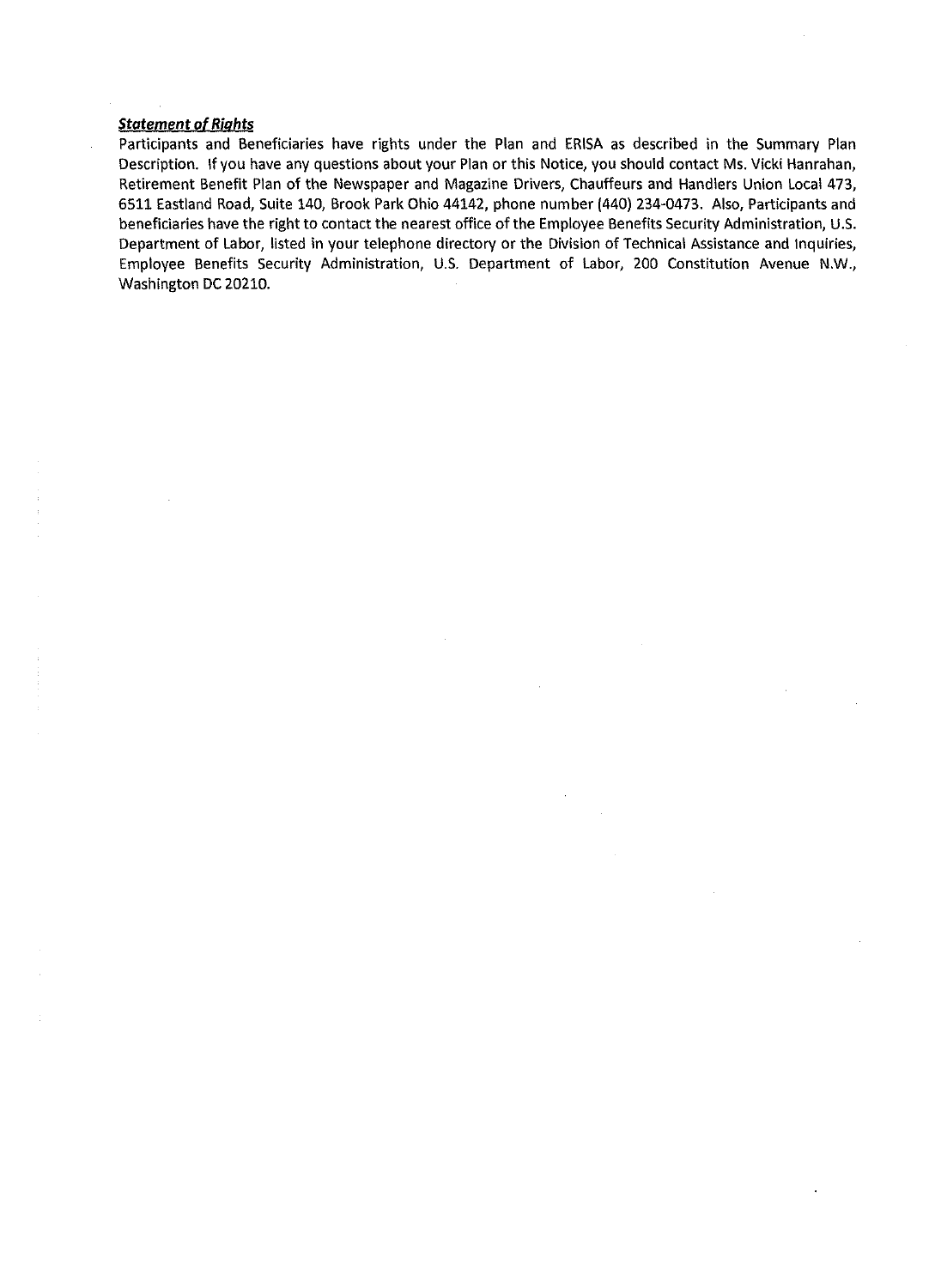***Statement of Rights***

Participants and Beneficiaries have rights under the Plan and ERISA as described in the Summary Plan Description. If you have any questions about your Plan or this Notice, you should contact Ms. Vicki Hanrahan, Retirement Benefit Plan of the Newspaper and Magazine Drivers, Chauffeurs and Handlers Union Local 473, 6511 Eastland Road, Suite 140, Brook Park Ohio 44142, phone number (440) 234-0473. Also, Participants and beneficiaries have the right to contact the nearest office of the Employee Benefits Security Administration, U.S. Department of Labor, listed in your telephone directory or the Division of Technical Assistance and Inquiries, Employee Benefits Security Administration, U.S. Department of Labor, 200 Constitution Avenue N.W., Washington DC 20210.